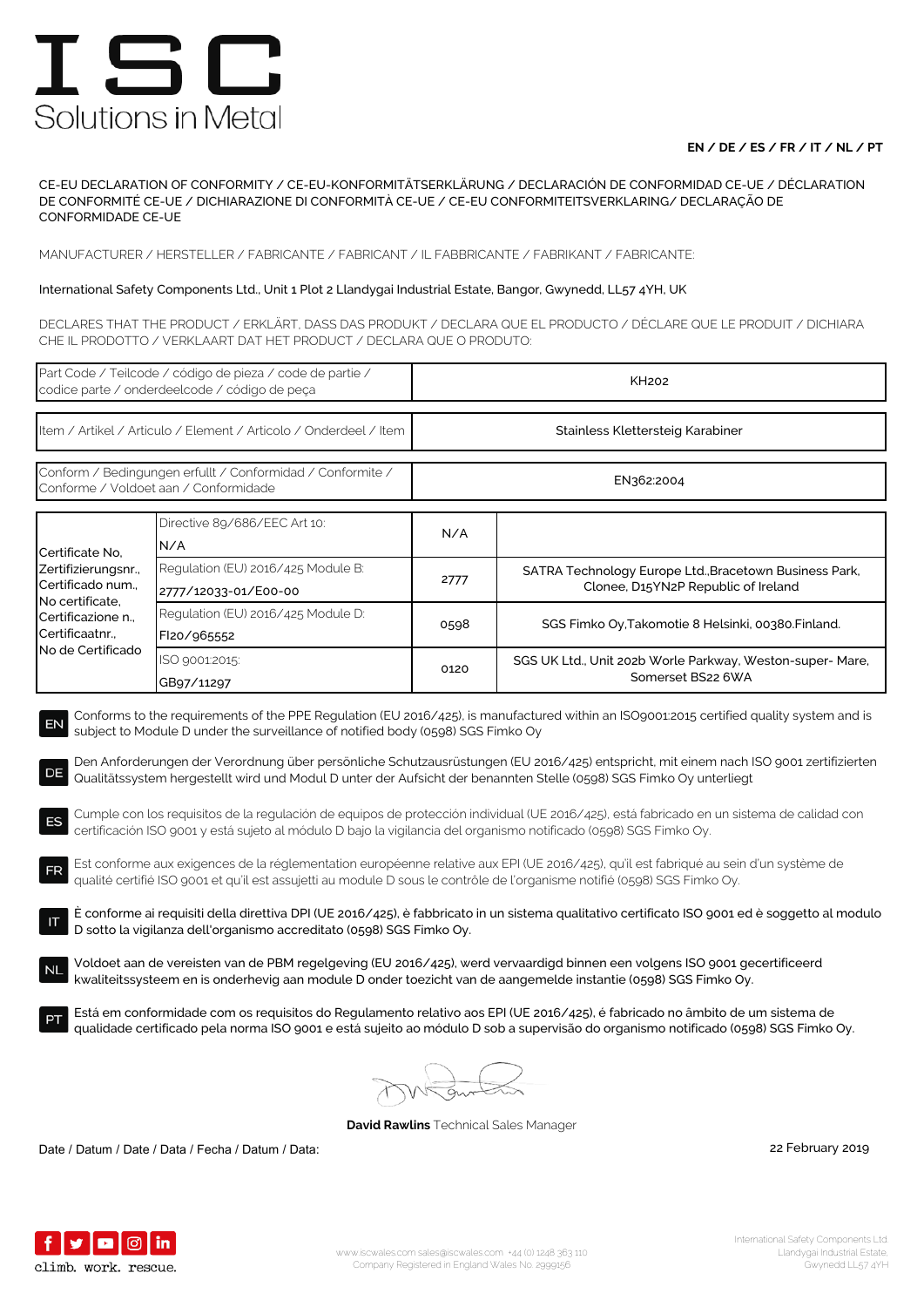# ISC

Solutions in Metal

**EN / DE / ES / FR / IT / NL / PT**

CE-EU DECLARATION OF CONFORMITY / CE-EU-KONFORMITÄTSERKLÄRUNG / DECLARACIÓN DE CONFORMIDAD CE-UE / DÉCLARATION DE CONFORMITÉ CE-UE / DICHIARAZIONE DI CONFORMITÀ CE-UE / CE-EU CONFORMITEITSVERKLARING/ DECLARAÇÃO DE CONFORMIDADE CE-UE

MANUFACTURER / HERSTELLER / FABRICANTE / FABRICANT / IL FABBRICANTE / FABRIKANT / FABRICANTE:

International Safety Components Ltd., Unit 1 Plot 2 Llandygai Industrial Estate, Bangor, Gwynedd, LL57 4YH, UK

DECLARES THAT THE PRODUCT / ERKLÄRT, DASS DAS PRODUKT / DECLARA QUE EL PRODUCTO / DÉCLARE QUE LE PRODUIT / DICHIARA CHE IL PRODOTTO / VERKLAART DAT HET PRODUCT / DECLARA QUE O PRODUTO:

| | |
|---|---|
| Part Code / Teilcode / código de pieza / code de partie / codice parte / onderdeelcode / código de peça | KH202 |
| Item / Artikel / Articulo / Element / Articolo / Onderdeel / Item | Stainless Klettersteig Karabiner |
| Conform / Bedingungen erfullt / Conformidad / Conformite / Conforme / Voldoet aan / Conformidade | EN362:2004 |

| | | | |
|---|---|---|---|
| Certificate No, Zertifizierungsnr., Certificado num., No certificate, Certificazione n., Certificaatnr., No de Certificado | Directive 89/686/EEC Art 10: N/A | N/A | |
| | Regulation (EU) 2016/425 Module B: 2777/12033-01/E00-00 | 2777 | SATRA Technology Europe Ltd.,Bracetown Business Park, Clonee, D15YN2P Republic of Ireland |
| | Regulation (EU) 2016/425 Module D: FI20/965552 | 0598 | SGS Fimko Oy,Takomotie 8 Helsinki, 00380.Finland. |
| | ISO 9001:2015: GB97/11297 | 0120 | SGS UK Ltd., Unit 202b Worle Parkway, Weston-super- Mare, Somerset BS22 6WA |

**EN** Conforms to the requirements of the PPE Regulation (EU 2016/425), is manufactured within an ISO9001:2015 certified quality system and is subject to Module D under the surveillance of notified body (0598) SGS Fimko Oy

**DE** Den Anforderungen der Verordnung über persönliche Schutzausrüstungen (EU 2016/425) entspricht, mit einem nach ISO 9001 zertifizierten Qualitätssystem hergestellt wird und Modul D unter der Aufsicht der benannten Stelle (0598) SGS Fimko Oy unterliegt

**ES** Cumple con los requisitos de la regulación de equipos de protección individual (UE 2016/425), está fabricado en un sistema de calidad con certificación ISO 9001 y está sujeto al módulo D bajo la vigilancia del organismo notificado (0598) SGS Fimko Oy.

**FR** Est conforme aux exigences de la réglementation européenne relative aux EPI (UE 2016/425), qu'il est fabriqué au sein d'un système de qualité certifié ISO 9001 et qu'il est assujetti au module D sous le contrôle de l'organisme notifié (0598) SGS Fimko Oy.

**IT** È conforme ai requisiti della direttiva DPI (UE 2016/425), è fabbricato in un sistema qualitativo certificato ISO 9001 ed è soggetto al modulo D sotto la vigilanza dell'organismo accreditato (0598) SGS Fimko Oy.

**NL** Voldoet aan de vereisten van de PBM regelgeving (EU 2016/425), werd vervaardigd binnen een volgens ISO 9001 gecertificeerd kwaliteitssysteem en is onderhevig aan module D onder toezicht van de aangemelde instantie (0598) SGS Fimko Oy.

**PT** Está em conformidade com os requisitos do Regulamento relativo aos EPI (UE 2016/425), é fabricado no âmbito de um sistema de qualidade certificado pela norma ISO 9001 e está sujeito ao módulo D sob a supervisão do organismo notificado (0598) SGS Fimko Oy.

**David Rawlins** Technical Sales Manager

Date / Datum / Date / Data / Fecha / Datum / Data: 22 February 2019

climb. work. rescue.

www.iscwales.com sales@iscwales.com +44 (0) 1248 363 110
Company Registered in England Wales No. 2999156

International Safety Components Ltd.
Llandygai Industrial Estate,
Gwynedd LL57 4YH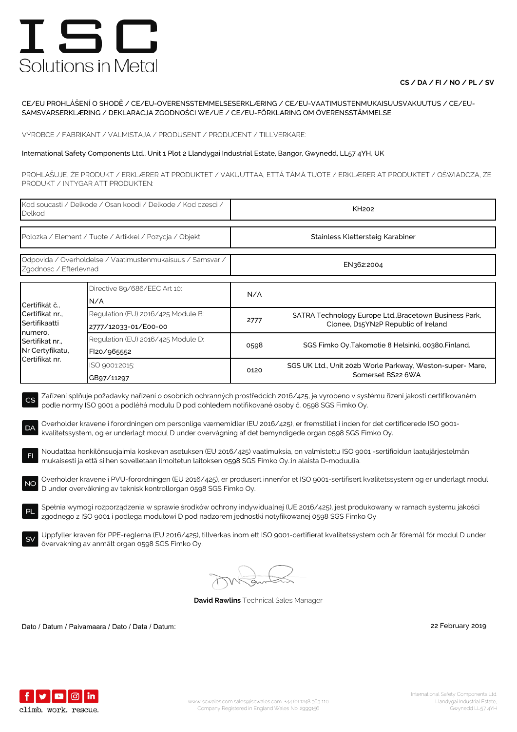# ISC

Solutions in Metal

**CS / DA / FI / NO / PL / SV**

CE/EU PROHLÁŠENÍ O SHODĚ / CE/EU-OVERENSSTEMMELSESERKLÆRING / CE/EU-VAATIMUSTENMUKAISUUSVAKUUTUS / CE/EU-SAMSVARSERKLÆRING / DEKLARACJA ZGODNOŚCI WE/UE / CE/EU-FÖRKLARING OM ÖVERENSSTÄMMELSE

VÝROBCE / FABRIKANT / VALMISTAJA / PRODUSENT / PRODUCENT / TILLVERKARE:

International Safety Components Ltd., Unit 1 Plot 2 Llandygai Industrial Estate, Bangor, Gwynedd, LL57 4YH, UK

PROHLAŠUJE, ŽE PRODUKT / ERKLÆRER AT PRODUKTET / VAKUUTTAA, ETTÄ TÄMÄ TUOTE / ERKLÆRER AT PRODUKTET / OŚWIADCZA, ŻE PRODUKT / INTYGAR ATT PRODUKTEN:

| | |
|---|---|
| Kod soucasti / Delkode / Osan koodi / Delkode / Kod czesci / Delkod | KH202 |
| Polozka / Element / Tuote / Artikkel / Pozycja / Objekt | Stainless Klettersteig Karabiner |
| Odpovida / Overholdelse / Vaatimustenmukaisuus / Samsvar / Zgodnosc / Efterlevnad | EN362:2004 |

| | | | |
|---|---|---|---|
| Certifikát č., Certifikat nr., Sertifikaatti numero, Sertifikat nr., Nr Certyfikatu, Certifikat nr. | Directive 89/686/EEC Art 10: N/A | N/A | |
| | Regulation (EU) 2016/425 Module B: 2777/12033-01/E00-00 | 2777 | SATRA Technology Europe Ltd.,Bracetown Business Park, Clonee, D15YN2P Republic of Ireland |
| | Regulation (EU) 2016/425 Module D: FI20/965552 | 0598 | SGS Fimko Oy,Takomotie 8 Helsinki, 00380.Finland. |
| | ISO 9001:2015: GB97/11297 | 0120 | SGS UK Ltd., Unit 202b Worle Parkway, Weston-super- Mare, Somerset BS22 6WA |

**CS** Zařízení splňuje požadavky nařízeni o osobních ochranných prostředcích 2016/425, je vyrobeno v systému řízení jakosti certifikovaném podle normy ISO 9001 a podléhá modulu D pod dohledem notifikované osoby č. 0598 SGS Fimko Oy.

**DA** Overholder kravene i forordningen om personlige værnemidler (EU 2016/425), er fremstillet i inden for det certificerede ISO 9001-kvalitetssystem, og er underlagt modul D under overvågning af det bemyndigede organ 0598 SGS Fimko Oy.

**FI** Noudattaa henkilönsuojaimia koskevan asetuksen (EU 2016/425) vaatimuksia, on valmistettu ISO 9001 -sertifioidun laatujärjestelmän mukaisesti ja että siihen sovelletaan ilmoitetun laitoksen 0598 SGS Fimko Oy.:in alaista D-moduulia.

**NO** Overholder kravene i PVU-forordningen (EU 2016/425), er produsert innenfor et ISO 9001-sertifisert kvalitetssystem og er underlagt modul D under overvåkning av teknisk kontrollorgan 0598 SGS Fimko Oy.

**PL** Spełnia wymogi rozporządzenia w sprawie środków ochrony indywidualnej (UE 2016/425), jest produkowany w ramach systemu jakości zgodnego z ISO 9001 i podlega modułowi D pod nadzorem jednostki notyfikowanej 0598 SGS Fimko Oy

**SV** Uppfyller kraven för PPE-reglerna (EU 2016/425), tillverkas inom ett ISO 9001-certifierat kvalitetssystem och är föremål för modul D under övervakning av anmält organ 0598 SGS Fimko Oy.

**David Rawlins** Technical Sales Manager

Dato / Datum / Paivamaara / Dato / Data / Datum: 22 February 2019

climb. work. rescue.

www.iscwales.com sales@iscwales.com +44 (0) 1248 363 110
Company Registered in England Wales No. 2999156

International Safety Components Ltd.
Llandygai Industrial Estate,
Gwynedd LL57 4YH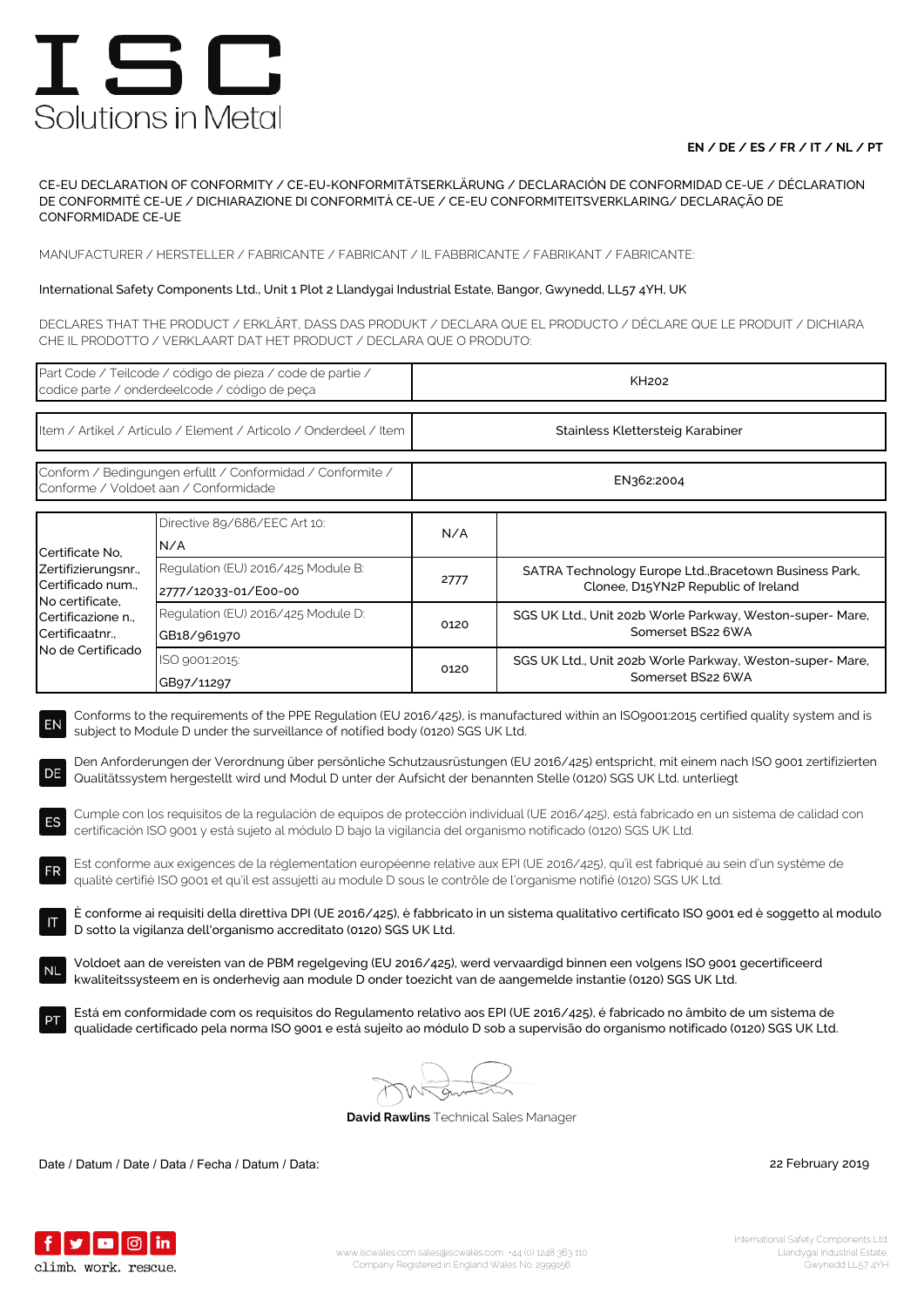# I S C
Solutions in Metal

**EN / DE / ES / FR / IT / NL / PT**

CE-EU DECLARATION OF CONFORMITY / CE-EU-KONFORMITÄTSERKLÄRUNG / DECLARACIÓN DE CONFORMIDAD CE-UE / DÉCLARATION DE CONFORMITÉ CE-UE / DICHIARAZIONE DI CONFORMITÀ CE-UE / CE-EU CONFORMITEITSVERKLARING/ DECLARAÇÃO DE CONFORMIDADE CE-UE

MANUFACTURER / HERSTELLER / FABRICANTE / FABRICANT / IL FABBRICANTE / FABRIKANT / FABRICANTE:

International Safety Components Ltd., Unit 1 Plot 2 Llandygai Industrial Estate, Bangor, Gwynedd, LL57 4YH, UK

DECLARES THAT THE PRODUCT / ERKLÄRT, DASS DAS PRODUKT / DECLARA QUE EL PRODUCTO / DÉCLARE QUE LE PRODUIT / DICHIARA CHE IL PRODOTTO / VERKLAART DAT HET PRODUCT / DECLARA QUE O PRODUTO:

| Part Code / Teilcode / código de pieza / code de partie / codice parte / onderdeelcode / código de peça | KH202 |
|---|---|
| Item / Artikel / Articulo / Element / Articolo / Onderdeel / Item | Stainless Klettersteig Karabiner |
| Conform / Bedingungen erfullt / Conformidad / Conformite / Conforme / Voldoet aan / Conformidade | EN362:2004 |

| Certificate No, Zertifizierungsnr., Certificado num., No certificate, Certificazione n., Certificaatnr., No de Certificado | Directive 89/686/EEC Art 10: N/A | N/A | |
|---|---|---|---|
| | Regulation (EU) 2016/425 Module B: 2777/12033-01/E00-00 | 2777 | SATRA Technology Europe Ltd.,Bracetown Business Park, Clonee, D15YN2P Republic of Ireland |
| | Regulation (EU) 2016/425 Module D: GB18/961970 | 0120 | SGS UK Ltd., Unit 202b Worle Parkway, Weston-super- Mare, Somerset BS22 6WA |
| | ISO 9001:2015: GB97/11297 | 0120 | SGS UK Ltd., Unit 202b Worle Parkway, Weston-super- Mare, Somerset BS22 6WA |

**EN** Conforms to the requirements of the PPE Regulation (EU 2016/425), is manufactured within an ISO9001:2015 certified quality system and is subject to Module D under the surveillance of notified body (0120) SGS UK Ltd.

**DE** Den Anforderungen der Verordnung über persönliche Schutzausrüstungen (EU 2016/425) entspricht, mit einem nach ISO 9001 zertifizierten Qualitätssystem hergestellt wird und Modul D unter der Aufsicht der benannten Stelle (0120) SGS UK Ltd. unterliegt

**ES** Cumple con los requisitos de la regulación de equipos de protección individual (UE 2016/425), está fabricado en un sistema de calidad con certificación ISO 9001 y está sujeto al módulo D bajo la vigilancia del organismo notificado (0120) SGS UK Ltd.

**FR** Est conforme aux exigences de la réglementation européenne relative aux EPI (UE 2016/425), qu'il est fabriqué au sein d'un système de qualité certifié ISO 9001 et qu'il est assujetti au module D sous le contrôle de l'organisme notifié (0120) SGS UK Ltd.

**IT** È conforme ai requisiti della direttiva DPI (UE 2016/425), è fabbricato in un sistema qualitativo certificato ISO 9001 ed è soggetto al modulo D sotto la vigilanza dell'organismo accreditato (0120) SGS UK Ltd.

**NL** Voldoet aan de vereisten van de PBM regelgeving (EU 2016/425), werd vervaardigd binnen een volgens ISO 9001 gecertificeerd kwaliteitssysteem en is onderhevig aan module D onder toezicht van de aangemelde instantie (0120) SGS UK Ltd.

**PT** Está em conformidade com os requisitos do Regulamento relativo aos EPI (UE 2016/425), é fabricado no âmbito de um sistema de qualidade certificado pela norma ISO 9001 e está sujeito ao módulo D sob a supervisão do organismo notificado (0120) SGS UK Ltd.

**David Rawlins** Technical Sales Manager

Date / Datum / Date / Data / Fecha / Datum / Data: 22 February 2019

climb. work. rescue.

www.iscwales.com sales@iscwales.com +44 (0) 1248 363 110
Company Registered in England Wales No. 2999156

International Safety Components Ltd.
Llandygai Industrial Estate,
Gwynedd LL57 4YH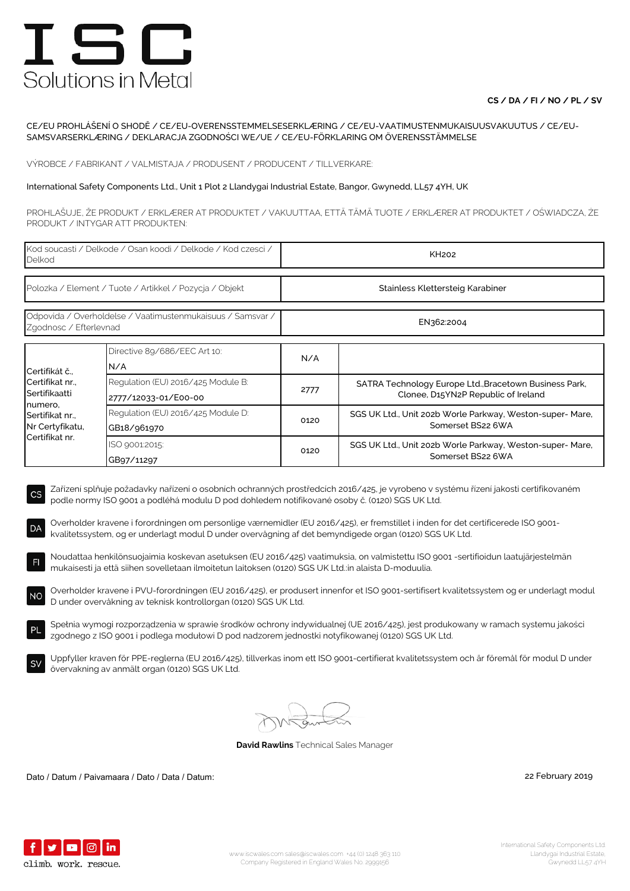# ISC

Solutions in Metal

**CS / DA / FI / NO / PL / SV**

CE/EU PROHLÁŠENÍ O SHODĚ / CE/EU-OVERENSSTEMMELSESERKLÆRING / CE/EU-VAATIMUSTENMUKAISUUSVAKUUTUS / CE/EU-SAMSVARSERKLÆRING / DEKLARACJA ZGODNOŚCI WE/UE / CE/EU-FÖRKLARING OM ÖVERENSSTÄMMELSE

VÝROBCE / FABRIKANT / VALMISTAJA / PRODUSENT / PRODUCENT / TILLVERKARE:

International Safety Components Ltd., Unit 1 Plot 2 Llandygai Industrial Estate, Bangor, Gwynedd, LL57 4YH, UK

PROHLAŠUJE, ŽE PRODUKT / ERKLÆRER AT PRODUKTET / VAKUUTTAA, ETTÄ TÄMÄ TUOTE / ERKLÆRER AT PRODUKTET / OŚWIADCZA, ŻE PRODUKT / INTYGAR ATT PRODUKTEN:

| | |
|---|---|
| Kod soucasti / Delkode / Osan koodi / Delkode / Kod czesci / Delkod | KH202 |
| Polozka / Element / Tuote / Artikkel / Pozycja / Objekt | Stainless Klettersteig Karabiner |
| Odpovida / Overholdelse / Vaatimustenmukaisuus / Samsvar / Zgodnosc / Efterlevnad | EN362:2004 |

| | | | |
|---|---|---|---|
| Certifikát č., Certifikat nr., Sertifikaatti numero, Sertifikat nr., Nr Certyfikatu, Certifikat nr. | Directive 89/686/EEC Art 10: N/A | N/A | |
| | Regulation (EU) 2016/425 Module B: 2777/12033-01/E00-00 | 2777 | SATRA Technology Europe Ltd.,Bracetown Business Park, Clonee, D15YN2P Republic of Ireland |
| | Regulation (EU) 2016/425 Module D: GB18/961970 | 0120 | SGS UK Ltd., Unit 202b Worle Parkway, Weston-super- Mare, Somerset BS22 6WA |
| | ISO 9001:2015: GB97/11297 | 0120 | SGS UK Ltd., Unit 202b Worle Parkway, Weston-super- Mare, Somerset BS22 6WA |

**CS** Zařízení splňuje požadavky nařízeni o osobních ochranných prostředcích 2016/425, je vyrobeno v systému řízení jakosti certifikovaném podle normy ISO 9001 a podléhá modulu D pod dohledem notifikované osoby č. (0120) SGS UK Ltd.

**DA** Overholder kravene i forordningen om personlige værnemidler (EU 2016/425), er fremstillet i inden for det certificerede ISO 9001-kvalitetssystem, og er underlagt modul D under overvågning af det bemyndigede organ (0120) SGS UK Ltd.

**FI** Noudattaa henkilönsuojaimia koskevan asetuksen (EU 2016/425) vaatimuksia, on valmistettu ISO 9001 -sertifioidun laatujärjestelmän mukaisesti ja että siihen sovelletaan ilmoitetun laitoksen (0120) SGS UK Ltd.:in alaista D-moduulia.

**NO** Overholder kravene i PVU-forordningen (EU 2016/425), er produsert innenfor et ISO 9001-sertifisert kvalitetssystem og er underlagt modul D under overvåkning av teknisk kontrollorgan (0120) SGS UK Ltd.

**PL** Spełnia wymogi rozporządzenia w sprawie środków ochrony indywidualnej (UE 2016/425), jest produkowany w ramach systemu jakości zgodnego z ISO 9001 i podlega modułowi D pod nadzorem jednostki notyfikowanej (0120) SGS UK Ltd.

**SV** Uppfyller kraven för PPE-reglerna (EU 2016/425), tillverkas inom ett ISO 9001-certifierat kvalitetssystem och är föremål för modul D under övervakning av anmält organ (0120) SGS UK Ltd.

**David Rawlins** Technical Sales Manager

Dato / Datum / Paivamaara / Dato / Data / Datum: 22 February 2019

climb. work. rescue.

www.iscwales.com sales@iscwales.com +44 (0) 1248 363 110
Company Registered in England Wales No. 2999156

International Safety Components Ltd.
Llandygai Industrial Estate,
Gwynedd LL57 4YH